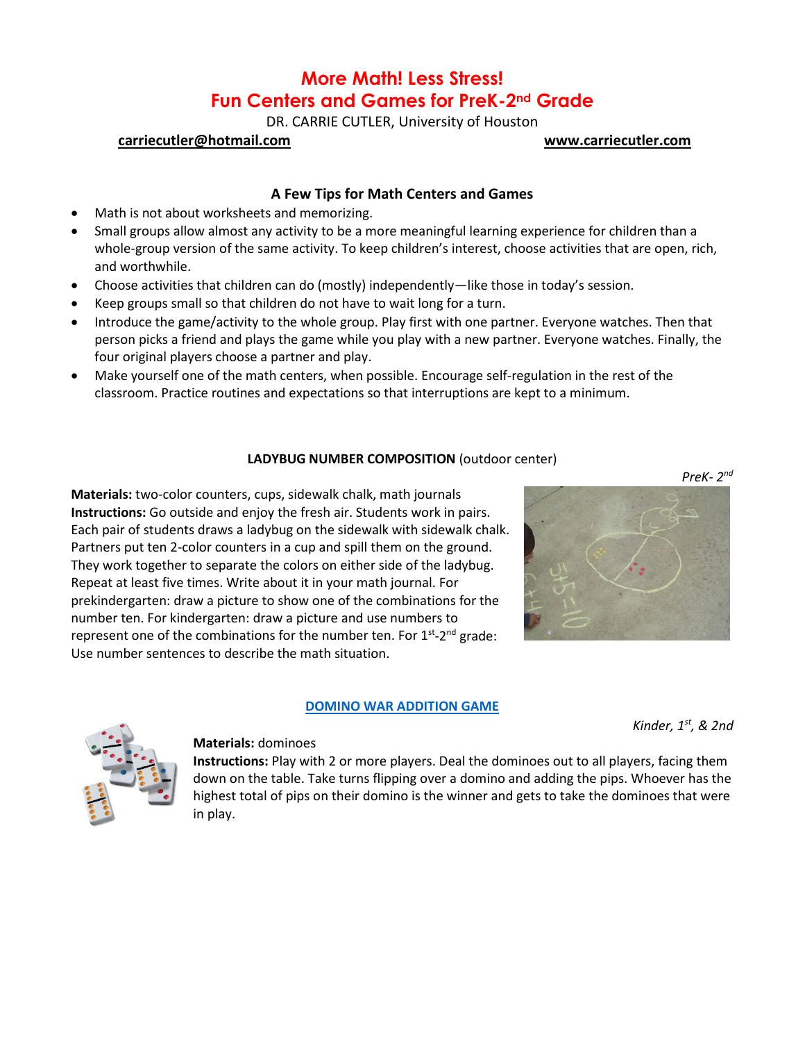# More Math! Less Stress!
# Fun Centers and Games for PreK-2nd Grade

DR. CARRIE CUTLER, University of Houston

**carriecutler@hotmail.com** **www.carriecutler.com**

### A Few Tips for Math Centers and Games

- Math is not about worksheets and memorizing.
- Small groups allow almost any activity to be a more meaningful learning experience for children than a whole-group version of the same activity. To keep children's interest, choose activities that are open, rich, and worthwhile.
- Choose activities that children can do (mostly) independently—like those in today's session.
- Keep groups small so that children do not have to wait long for a turn.
- Introduce the game/activity to the whole group. Play first with one partner. Everyone watches. Then that person picks a friend and plays the game while you play with a new partner. Everyone watches. Finally, the four original players choose a partner and play.
- Make yourself one of the math centers, when possible. Encourage self-regulation in the rest of the classroom. Practice routines and expectations so that interruptions are kept to a minimum.

### LADYBUG NUMBER COMPOSITION (outdoor center)

*PreK- 2nd*

**Materials:** two-color counters, cups, sidewalk chalk, math journals
**Instructions:** Go outside and enjoy the fresh air. Students work in pairs. Each pair of students draws a ladybug on the sidewalk with sidewalk chalk. Partners put ten 2-color counters in a cup and spill them on the ground. They work together to separate the colors on either side of the ladybug. Repeat at least five times. Write about it in your math journal. For prekindergarten: draw a picture to show one of the combinations for the number ten. For kindergarten: draw a picture and use numbers to represent one of the combinations for the number ten. For 1st-2nd grade: Use number sentences to describe the math situation.

### DOMINO WAR ADDITION GAME

*Kinder, 1st, & 2nd*

**Materials:** dominoes
**Instructions:** Play with 2 or more players. Deal the dominoes out to all players, facing them down on the table. Take turns flipping over a domino and adding the pips. Whoever has the highest total of pips on their domino is the winner and gets to take the dominoes that were in play.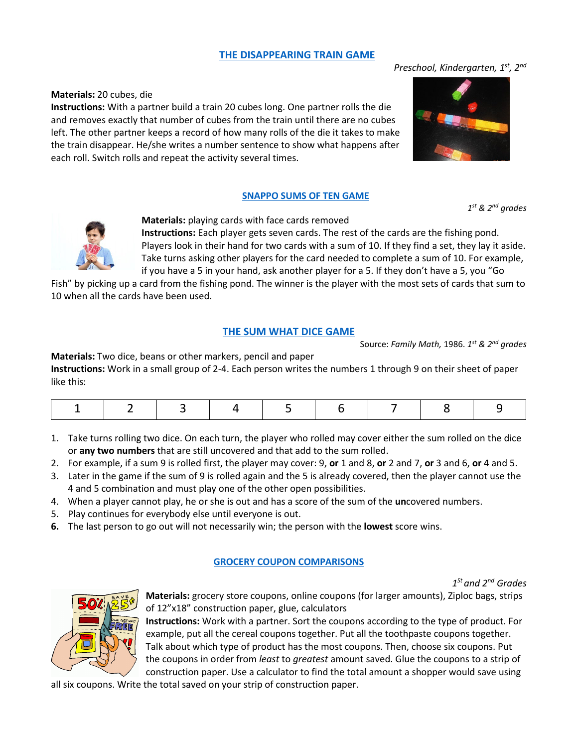## THE DISAPPEARING TRAIN GAME

*Preschool, Kindergarten, 1st, 2nd*

**Materials:** 20 cubes, die

**Instructions:** With a partner build a train 20 cubes long. One partner rolls the die and removes exactly that number of cubes from the train until there are no cubes left. The other partner keeps a record of how many rolls of the die it takes to make the train disappear. He/she writes a number sentence to show what happens after each roll. Switch rolls and repeat the activity several times.

## SNAPPO SUMS OF TEN GAME

*1st & 2nd grades*

**Materials:** playing cards with face cards removed

**Instructions:** Each player gets seven cards. The rest of the cards are the fishing pond. Players look in their hand for two cards with a sum of 10. If they find a set, they lay it aside. Take turns asking other players for the card needed to complete a sum of 10. For example, if you have a 5 in your hand, ask another player for a 5. If they don't have a 5, you "Go Fish" by picking up a card from the fishing pond. The winner is the player with the most sets of cards that sum to 10 when all the cards have been used.

## THE SUM WHAT DICE GAME

Source: *Family Math,* 1986. *1st & 2nd grades*

**Materials:** Two dice, beans or other markers, pencil and paper

**Instructions:** Work in a small group of 2-4. Each person writes the numbers 1 through 9 on their sheet of paper like this:

| 1 | 2 | 3 | 4 | 5 | 6 | 7 | 8 | 9 |
|---|---|---|---|---|---|---|---|---|

1. Take turns rolling two dice. On each turn, the player who rolled may cover either the sum rolled on the dice or **any two numbers** that are still uncovered and that add to the sum rolled.
2. For example, if a sum 9 is rolled first, the player may cover: 9, **or** 1 and 8, **or** 2 and 7, **or** 3 and 6, **or** 4 and 5.
3. Later in the game if the sum of 9 is rolled again and the 5 is already covered, then the player cannot use the 4 and 5 combination and must play one of the other open possibilities.
4. When a player cannot play, he or she is out and has a score of the sum of the **un**covered numbers.
5. Play continues for everybody else until everyone is out.
6. The last person to go out will not necessarily win; the person with the **lowest** score wins.

## GROCERY COUPON COMPARISONS

*1st and 2nd Grades*

**Materials:** grocery store coupons, online coupons (for larger amounts), Ziploc bags, strips of 12"x18" construction paper, glue, calculators

**Instructions:** Work with a partner. Sort the coupons according to the type of product. For example, put all the cereal coupons together. Put all the toothpaste coupons together. Talk about which type of product has the most coupons. Then, choose six coupons. Put the coupons in order from *least* to *greatest* amount saved. Glue the coupons to a strip of construction paper. Use a calculator to find the total amount a shopper would save using all six coupons. Write the total saved on your strip of construction paper.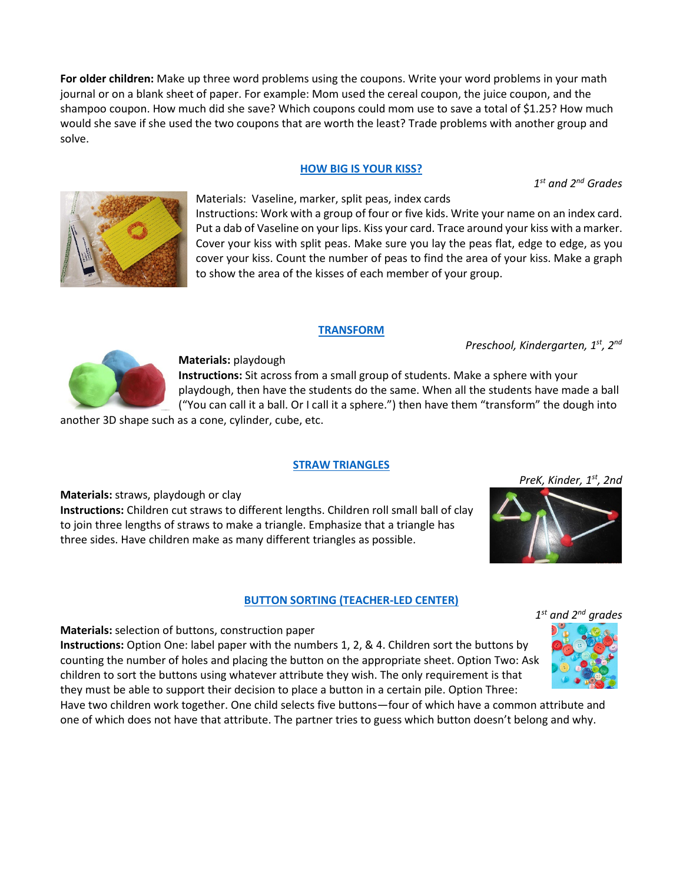**For older children:** Make up three word problems using the coupons. Write your word problems in your math journal or on a blank sheet of paper. For example: Mom used the cereal coupon, the juice coupon, and the shampoo coupon. How much did she save? Which coupons could mom use to save a total of $1.25? How much would she save if she used the two coupons that are worth the least? Trade problems with another group and solve.

## HOW BIG IS YOUR KISS?

*1st and 2nd Grades*

Materials: Vaseline, marker, split peas, index cards
Instructions: Work with a group of four or five kids. Write your name on an index card. Put a dab of Vaseline on your lips. Kiss your card. Trace around your kiss with a marker. Cover your kiss with split peas. Make sure you lay the peas flat, edge to edge, as you cover your kiss. Count the number of peas to find the area of your kiss. Make a graph to show the area of the kisses of each member of your group.

## TRANSFORM

*Preschool, Kindergarten, 1st, 2nd*

**Materials:** playdough
**Instructions:** Sit across from a small group of students. Make a sphere with your playdough, then have the students do the same. When all the students have made a ball ("You can call it a ball. Or I call it a sphere.") then have them "transform" the dough into another 3D shape such as a cone, cylinder, cube, etc.

## STRAW TRIANGLES

*PreK, Kinder, 1st, 2nd*

**Materials:** straws, playdough or clay
**Instructions:** Children cut straws to different lengths. Children roll small ball of clay to join three lengths of straws to make a triangle. Emphasize that a triangle has three sides. Have children make as many different triangles as possible.

## BUTTON SORTING (TEACHER-LED CENTER)

*1st and 2nd grades*

**Materials:** selection of buttons, construction paper
**Instructions:** Option One: label paper with the numbers 1, 2, & 4. Children sort the buttons by counting the number of holes and placing the button on the appropriate sheet. Option Two: Ask children to sort the buttons using whatever attribute they wish. The only requirement is that they must be able to support their decision to place a button in a certain pile. Option Three: Have two children work together. One child selects five buttons—four of which have a common attribute and one of which does not have that attribute. The partner tries to guess which button doesn't belong and why.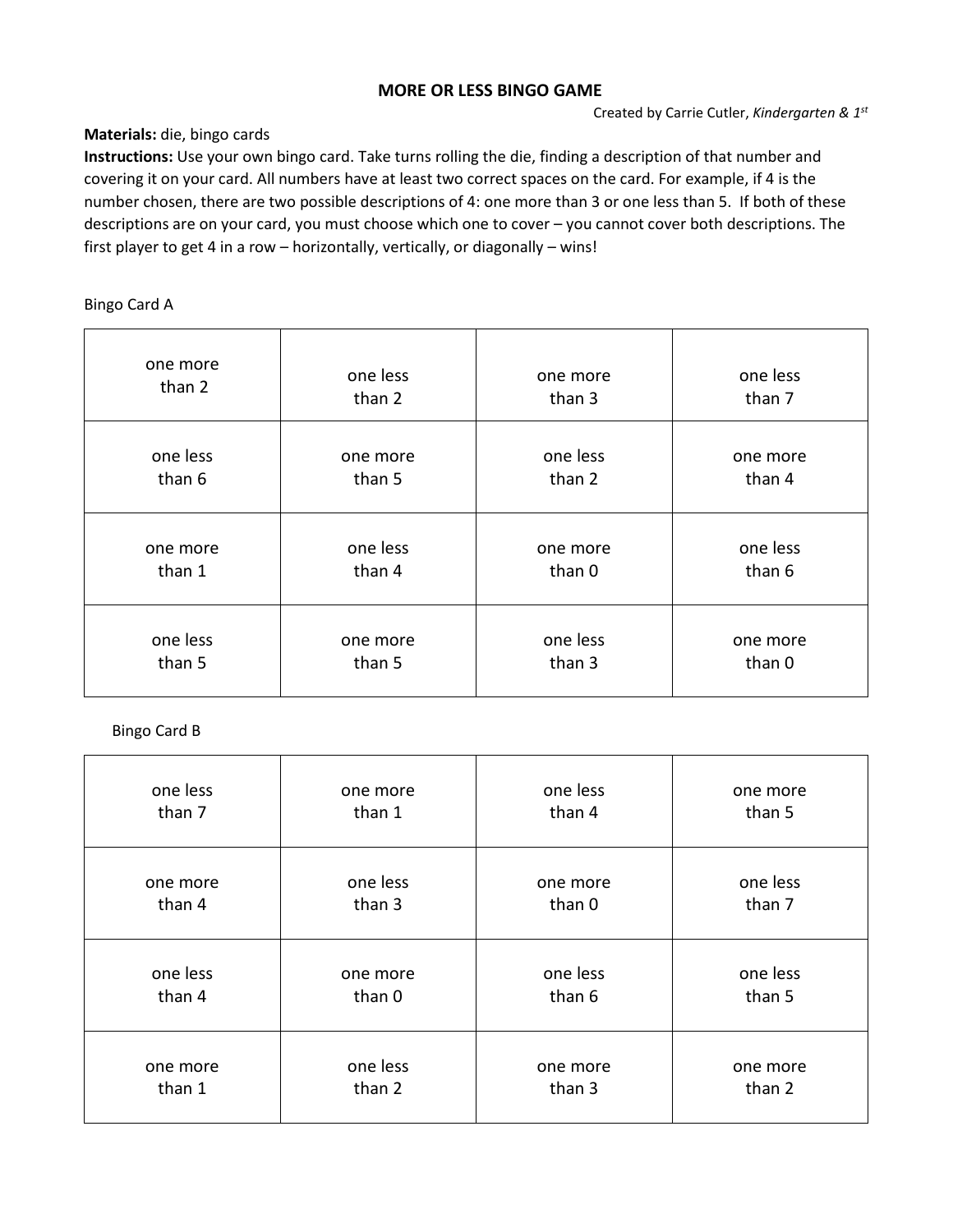# MORE OR LESS BINGO GAME

Created by Carrie Cutler, *Kindergarten & 1st*

**Materials:** die, bingo cards

**Instructions:** Use your own bingo card. Take turns rolling the die, finding a description of that number and covering it on your card. All numbers have at least two correct spaces on the card. For example, if 4 is the number chosen, there are two possible descriptions of 4: one more than 3 or one less than 5. If both of these descriptions are on your card, you must choose which one to cover – you cannot cover both descriptions. The first player to get 4 in a row – horizontally, vertically, or diagonally – wins!

Bingo Card A

| | | | |
|---|---|---|---|
| one more than 2 | one less than 2 | one more than 3 | one less than 7 |
| one less than 6 | one more than 5 | one less than 2 | one more than 4 |
| one more than 1 | one less than 4 | one more than 0 | one less than 6 |
| one less than 5 | one more than 5 | one less than 3 | one more than 0 |

Bingo Card B

| | | | |
|---|---|---|---|
| one less than 7 | one more than 1 | one less than 4 | one more than 5 |
| one more than 4 | one less than 3 | one more than 0 | one less than 7 |
| one less than 4 | one more than 0 | one less than 6 | one less than 5 |
| one more than 1 | one less than 2 | one more than 3 | one more than 2 |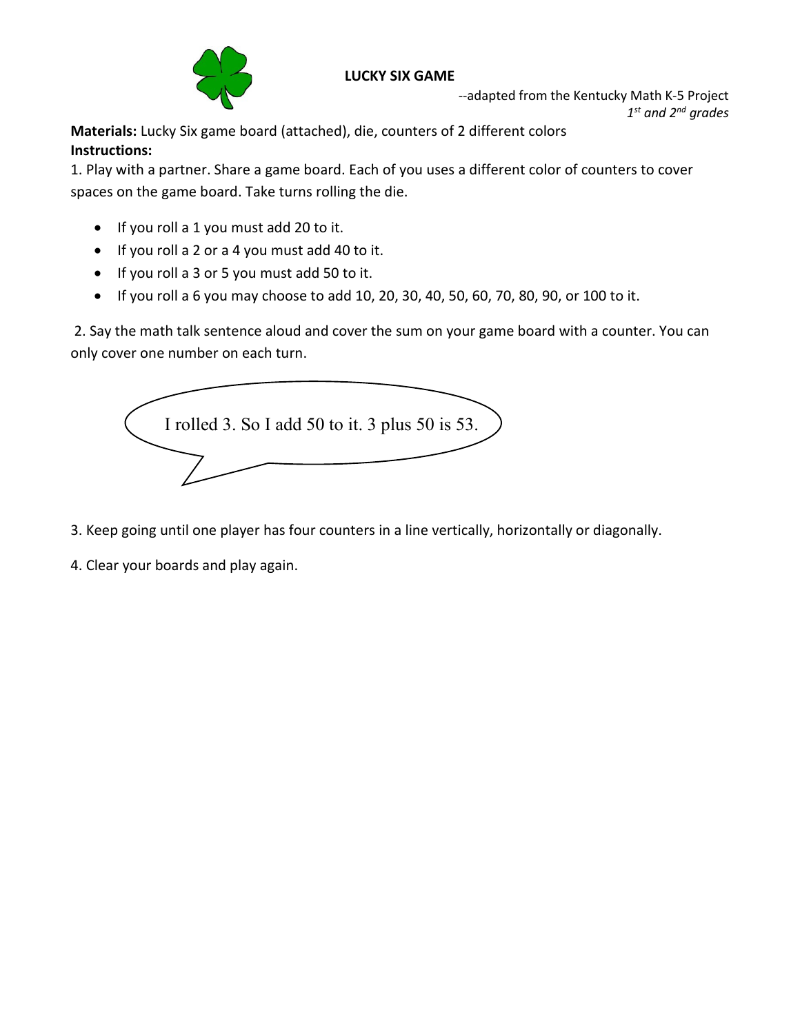# LUCKY SIX GAME

--adapted from the Kentucky Math K-5 Project
*1st and 2nd grades*

**Materials:** Lucky Six game board (attached), die, counters of 2 different colors
**Instructions:**

1. Play with a partner. Share a game board. Each of you uses a different color of counters to cover spaces on the game board. Take turns rolling the die.

- If you roll a 1 you must add 20 to it.
- If you roll a 2 or a 4 you must add 40 to it.
- If you roll a 3 or 5 you must add 50 to it.
- If you roll a 6 you may choose to add 10, 20, 30, 40, 50, 60, 70, 80, 90, or 100 to it.

2. Say the math talk sentence aloud and cover the sum on your game board with a counter. You can only cover one number on each turn.

> I rolled 3. So I add 50 to it. 3 plus 50 is 53.

3. Keep going until one player has four counters in a line vertically, horizontally or diagonally.

4. Clear your boards and play again.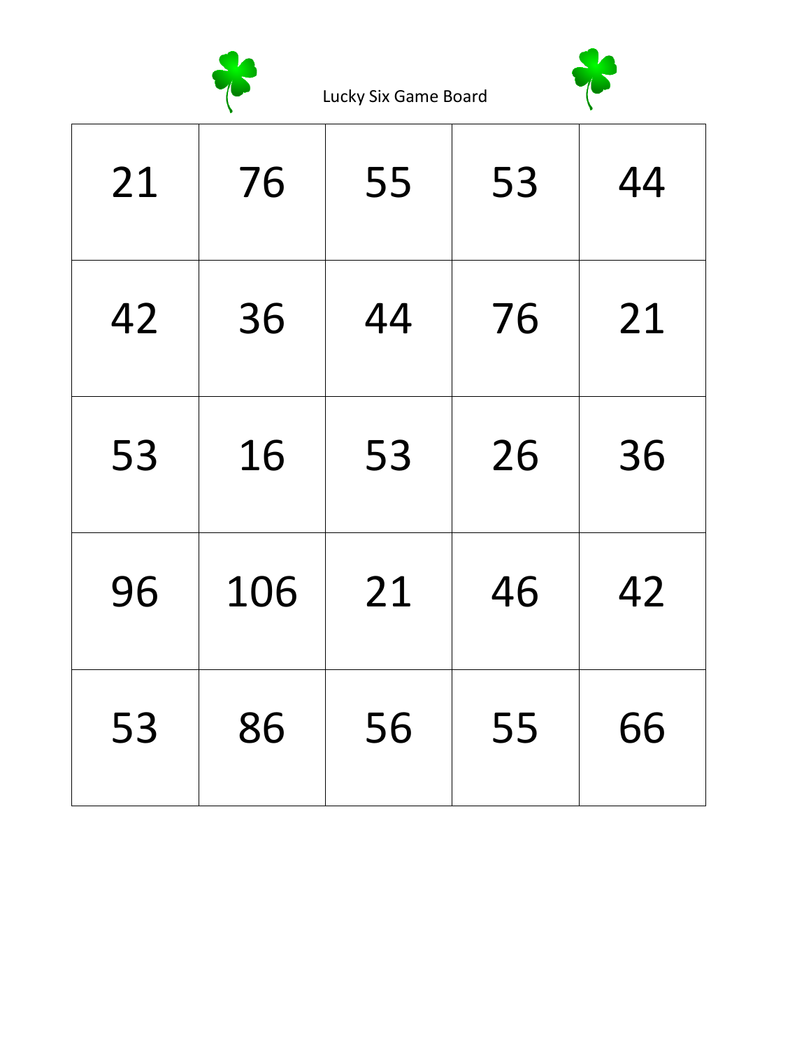Lucky Six Game Board

| | | | | |
|---|---|---|---|---|
| 21 | 76 | 55 | 53 | 44 |
| 42 | 36 | 44 | 76 | 21 |
| 53 | 16 | 53 | 26 | 36 |
| 96 | 106 | 21 | 46 | 42 |
| 53 | 86 | 56 | 55 | 66 |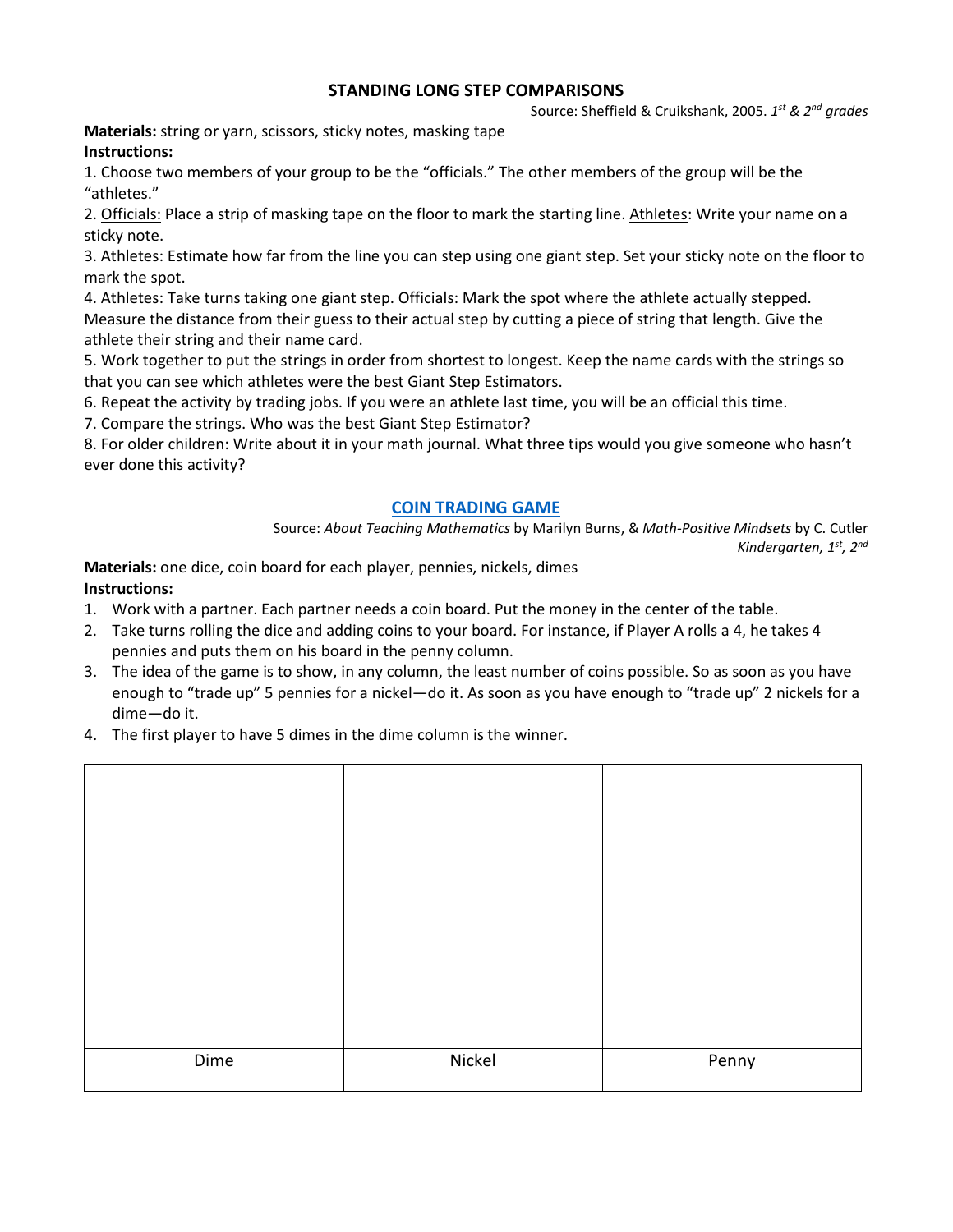## STANDING LONG STEP COMPARISONS

Source: Sheffield & Cruikshank, 2005. *1st & 2nd grades*

**Materials:** string or yarn, scissors, sticky notes, masking tape

**Instructions:**

1. Choose two members of your group to be the "officials." The other members of the group will be the "athletes."
2. Officials: Place a strip of masking tape on the floor to mark the starting line. Athletes: Write your name on a sticky note.
3. Athletes: Estimate how far from the line you can step using one giant step. Set your sticky note on the floor to mark the spot.
4. Athletes: Take turns taking one giant step. Officials: Mark the spot where the athlete actually stepped. Measure the distance from their guess to their actual step by cutting a piece of string that length. Give the athlete their string and their name card.
5. Work together to put the strings in order from shortest to longest. Keep the name cards with the strings so that you can see which athletes were the best Giant Step Estimators.
6. Repeat the activity by trading jobs. If you were an athlete last time, you will be an official this time.
7. Compare the strings. Who was the best Giant Step Estimator?
8. For older children: Write about it in your math journal. What three tips would you give someone who hasn't ever done this activity?

## COIN TRADING GAME

Source: *About Teaching Mathematics* by Marilyn Burns, & *Math-Positive Mindsets* by C. Cutler
*Kindergarten, 1st, 2nd*

**Materials:** one dice, coin board for each player, pennies, nickels, dimes

**Instructions:**

1. Work with a partner. Each partner needs a coin board. Put the money in the center of the table.
2. Take turns rolling the dice and adding coins to your board. For instance, if Player A rolls a 4, he takes 4 pennies and puts them on his board in the penny column.
3. The idea of the game is to show, in any column, the least number of coins possible. So as soon as you have enough to "trade up" 5 pennies for a nickel—do it. As soon as you have enough to "trade up" 2 nickels for a dime—do it.
4. The first player to have 5 dimes in the dime column is the winner.

| | | |
|---|---|---|
| | | |
| Dime | Nickel | Penny |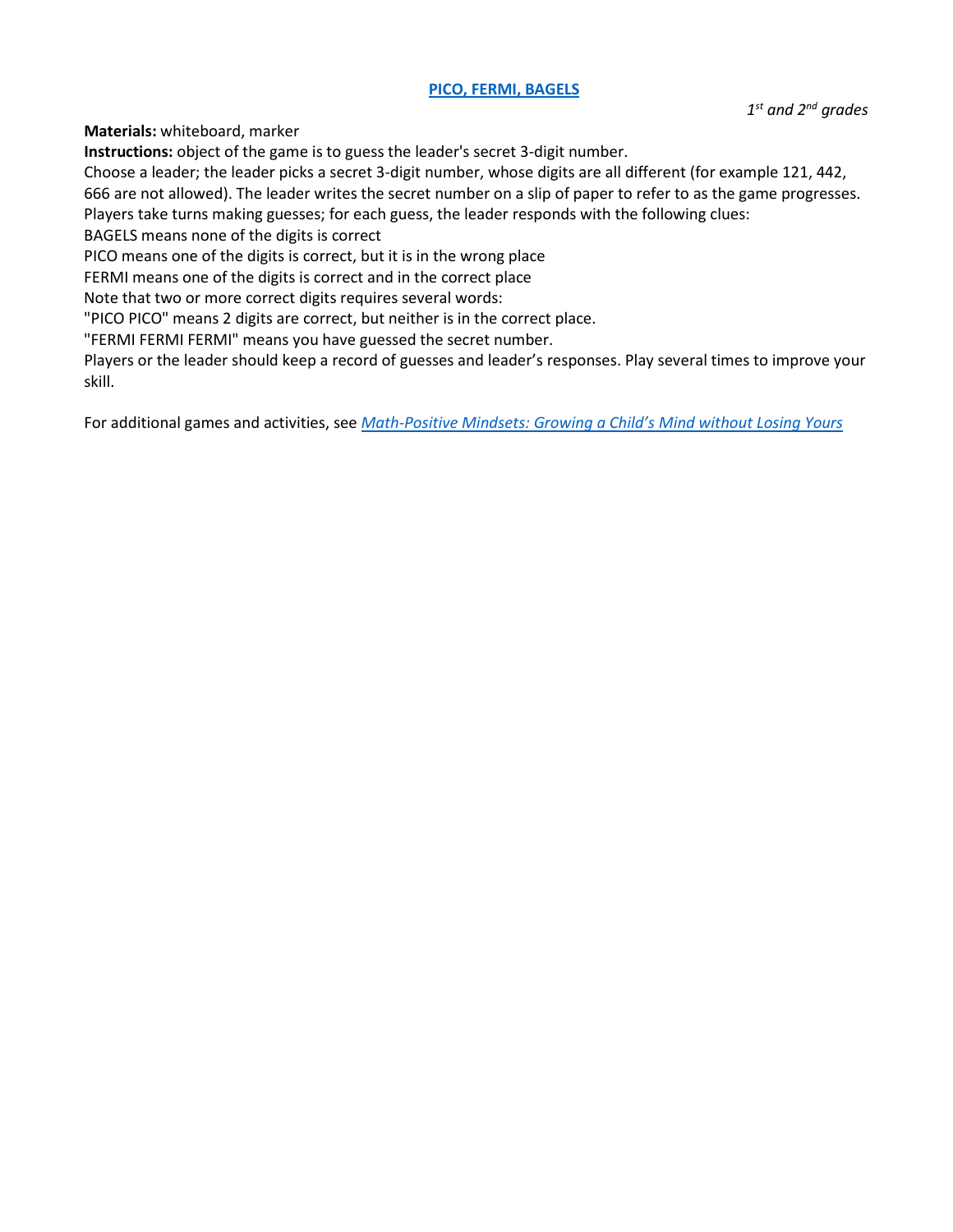# PICO, FERMI, BAGELS

*1st and 2nd grades*

**Materials:** whiteboard, marker

**Instructions:** object of the game is to guess the leader's secret 3-digit number.

Choose a leader; the leader picks a secret 3-digit number, whose digits are all different (for example 121, 442, 666 are not allowed). The leader writes the secret number on a slip of paper to refer to as the game progresses. Players take turns making guesses; for each guess, the leader responds with the following clues:

BAGELS means none of the digits is correct

PICO means one of the digits is correct, but it is in the wrong place

FERMI means one of the digits is correct and in the correct place

Note that two or more correct digits requires several words:

"PICO PICO" means 2 digits are correct, but neither is in the correct place.

"FERMI FERMI FERMI" means you have guessed the secret number.

Players or the leader should keep a record of guesses and leader's responses. Play several times to improve your skill.

For additional games and activities, see *Math-Positive Mindsets: Growing a Child's Mind without Losing Yours*